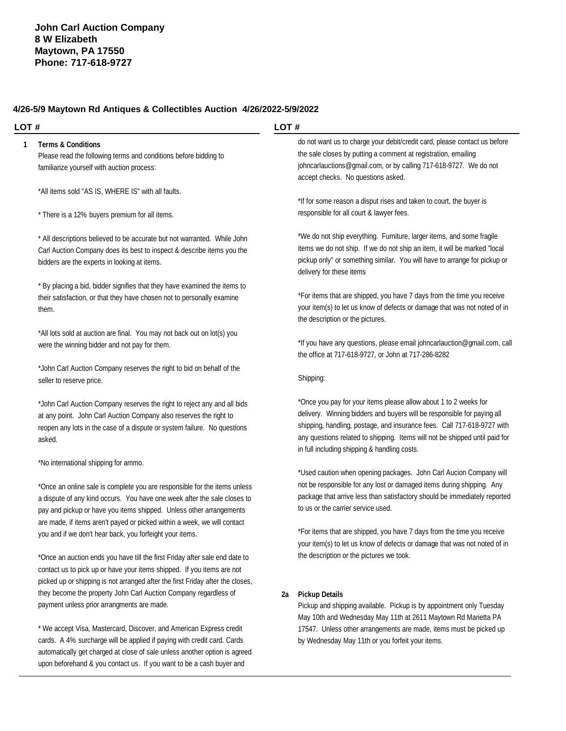**John Carl Auction Company**
**8 W Elizabeth**
**Maytown, PA 17550**
**Phone: 717-618-9727**

## 4/26-5/9 Maytown Rd Antiques & Collectibles Auction 4/26/2022-5/9/2022

**LOT #**

**1 Terms & Conditions**

Please read the following terms and conditions before bidding to familiarize yourself with auction process:

*All items sold "AS IS, WHERE IS" with all faults.

* There is a 12% buyers premium for all items.

* All descriptions believed to be accurate but not warranted. While John Carl Auction Company does its best to inspect & describe items you the bidders are the experts in looking at items.

* By placing a bid, bidder signifies that they have examined the items to their satisfaction, or that they have chosen not to personally examine them.

*All lots sold at auction are final. You may not back out on lot(s) you were the winning bidder and not pay for them.

*John Carl Auction Company reserves the right to bid on behalf of the seller to reserve price.

*John Carl Auction Company reserves the right to reject any and all bids at any point. John Carl Auction Company also reserves the right to reopen any lots in the case of a dispute or system failure. No questions asked.

*No international shipping for ammo.

*Once an online sale is complete you are responsible for the items unless a dispute of any kind occurs. You have one week after the sale closes to pay and pickup or have you items shipped. Unless other arrangements are made, if items aren't payed or picked within a week, we will contact you and if we don't hear back, you forfeight your items.

*Once an auction ends you have till the first Friday after sale end date to contact us to pick up or have your items shipped. If you items are not picked up or shipping is not arranged after the first Friday after the closes, they become the property John Carl Auction Company regardless of payment unless prior arrangments are made.

* We accept Visa, Mastercard, Discover, and American Express credit cards. A 4% surcharge will be applied if paying with credit card. Cards automatically get charged at close of sale unless another option is agreed upon beforehand & you contact us. If you want to be a cash buyer and do not want us to charge your debit/credit card, please contact us before the sale closes by putting a comment at registration, emailing johncarlauctions@gmail.com, or by calling 717-618-9727. We do not accept checks. No questions asked.

*If for some reason a disput rises and taken to court, the buyer is responsible for all court & lawyer fees.

*We do not ship everything. Furniture, larger items, and some fragile items we do not ship. If we do not ship an item, it will be marked "local pickup only" or something similar. You will have to arrange for pickup or delivery for these items

*For items that are shipped, you have 7 days from the time you receive your item(s) to let us know of defects or damage that was not noted of in the description or the pictures.

*If you have any questions, please email johncarlauction@gmail.com, call the office at 717-618-9727, or John at 717-286-8282

Shipping:

*Once you pay for your items please allow about 1 to 2 weeks for delivery. Winning bidders and buyers will be responsible for paying all shipping, handling, postage, and insurance fees. Call 717-618-9727 with any questions related to shipping. Items will not be shipped until paid for in full including shipping & handling costs.

*Used caution when opening packages. John Carl Aucion Company will not be responsible for any lost or damaged items during shipping. Any package that arrive less than satisfactory should be immediately reported to us or the carrier service used.

*For items that are shipped, you have 7 days from the time you receive your item(s) to let us know of defects or damage that was not noted of in the description or the pictures we took.

**2a Pickup Details**

Pickup and shipping available. Pickup is by appointment only Tuesday May 10th and Wednesday May 11th at 2611 Maytown Rd Marietta PA 17547. Unless other arrangements are made, items must be picked up by Wednesday May 11th or you forfeit your items.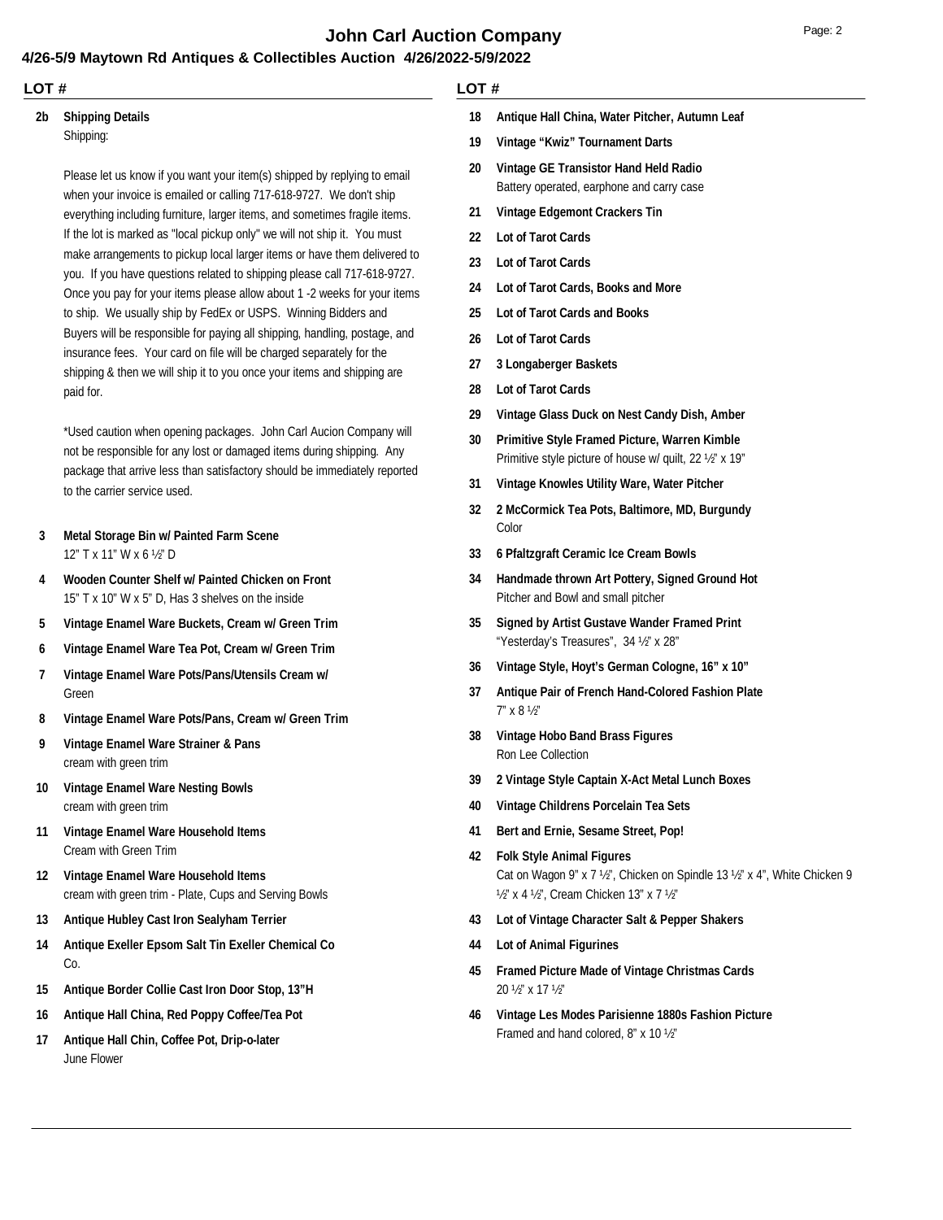**LOT #**

**2b Shipping Details**
Shipping:

Please let us know if you want your item(s) shipped by replying to email when your invoice is emailed or calling 717-618-9727. We don't ship everything including furniture, larger items, and sometimes fragile items. If the lot is marked as "local pickup only" we will not ship it. You must make arrangements to pickup local larger items or have them delivered to you. If you have questions related to shipping please call 717-618-9727. Once you pay for your items please allow about 1 -2 weeks for your items to ship. We usually ship by FedEx or USPS. Winning Bidders and Buyers will be responsible for paying all shipping, handling, postage, and insurance fees. Your card on file will be charged separately for the shipping & then we will ship it to you once your items and shipping are paid for.

*Used caution when opening packages. John Carl Aucion Company will not be responsible for any lost or damaged items during shipping. Any package that arrive less than satisfactory should be immediately reported to the carrier service used.

**3 Metal Storage Bin w/ Painted Farm Scene**
12" T x 11" W x 6 ½" D

**4 Wooden Counter Shelf w/ Painted Chicken on Front**
15" T x 10" W x 5" D, Has 3 shelves on the inside

**5 Vintage Enamel Ware Buckets, Cream w/ Green Trim**

**6 Vintage Enamel Ware Tea Pot, Cream w/ Green Trim**

**7 Vintage Enamel Ware Pots/Pans/Utensils Cream w/** Green

**8 Vintage Enamel Ware Pots/Pans, Cream w/ Green Trim**

**9 Vintage Enamel Ware Strainer & Pans**
cream with green trim

**10 Vintage Enamel Ware Nesting Bowls**
cream with green trim

**11 Vintage Enamel Ware Household Items**
Cream with Green Trim

**12 Vintage Enamel Ware Household Items**
cream with green trim - Plate, Cups and Serving Bowls

**13 Antique Hubley Cast Iron Sealyham Terrier**

**14 Antique Exeller Epsom Salt Tin Exeller Chemical Co** Co.

**15 Antique Border Collie Cast Iron Door Stop, 13"H**

**16 Antique Hall China, Red Poppy Coffee/Tea Pot**

**17 Antique Hall Chin, Coffee Pot, Drip-o-later**
June Flower

**LOT #**

**18 Antique Hall China, Water Pitcher, Autumn Leaf**

**19 Vintage "Kwiz" Tournament Darts**

**20 Vintage GE Transistor Hand Held Radio**
Battery operated, earphone and carry case

**21 Vintage Edgemont Crackers Tin**

**22 Lot of Tarot Cards**

**23 Lot of Tarot Cards**

**24 Lot of Tarot Cards, Books and More**

**25 Lot of Tarot Cards and Books**

**26 Lot of Tarot Cards**

**27 3 Longaberger Baskets**

**28 Lot of Tarot Cards**

**29 Vintage Glass Duck on Nest Candy Dish, Amber**

**30 Primitive Style Framed Picture, Warren Kimble**
Primitive style picture of house w/ quilt, 22 ½" x 19"

**31 Vintage Knowles Utility Ware, Water Pitcher**

**32 2 McCormick Tea Pots, Baltimore, MD, Burgundy** Color

**33 6 Pfaltzgraft Ceramic Ice Cream Bowls**

**34 Handmade thrown Art Pottery, Signed Ground Hot**
Pitcher and Bowl and small pitcher

**35 Signed by Artist Gustave Wander Framed Print**
"Yesterday's Treasures", 34 ½" x 28"

**36 Vintage Style, Hoyt's German Cologne, 16" x 10"**

**37 Antique Pair of French Hand-Colored Fashion Plate**
7" x 8 ½"

**38 Vintage Hobo Band Brass Figures**
Ron Lee Collection

**39 2 Vintage Style Captain X-Act Metal Lunch Boxes**

**40 Vintage Childrens Porcelain Tea Sets**

**41 Bert and Ernie, Sesame Street, Pop!**

**42 Folk Style Animal Figures**
Cat on Wagon 9" x 7 ½", Chicken on Spindle 13 ½" x 4", White Chicken 9 ½" x 4 ½", Cream Chicken 13" x 7 ½"

**43 Lot of Vintage Character Salt & Pepper Shakers**

**44 Lot of Animal Figurines**

**45 Framed Picture Made of Vintage Christmas Cards**
20 ½" x 17 ½"

**46 Vintage Les Modes Parisienne 1880s Fashion Picture**
Framed and hand colored, 8" x 10 ½"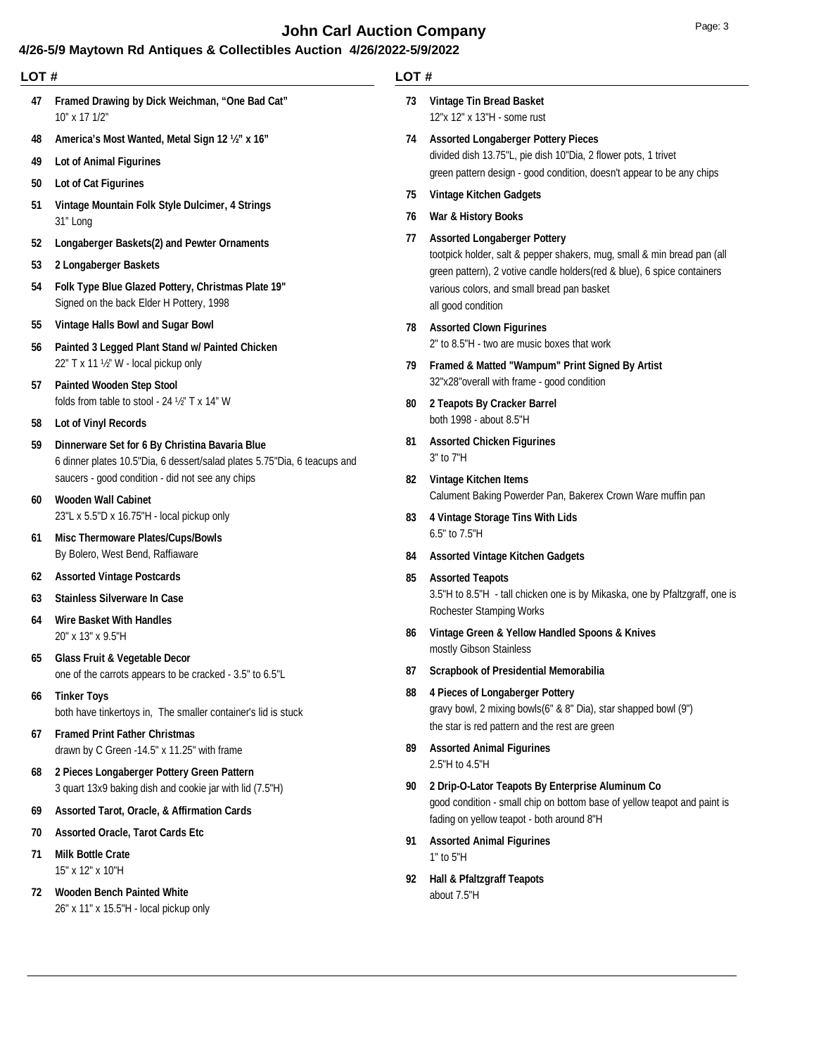# John Carl Auction Company

## 4/26-5/9 Maytown Rd Antiques & Collectibles Auction 4/26/2022-5/9/2022

**LOT #**

**47 Framed Drawing by Dick Weichman, "One Bad Cat"**
10" x 17 1/2"

**48 America's Most Wanted, Metal Sign 12 ½" x 16"**

**49 Lot of Animal Figurines**

**50 Lot of Cat Figurines**

**51 Vintage Mountain Folk Style Dulcimer, 4 Strings**
31" Long

**52 Longaberger Baskets(2) and Pewter Ornaments**

**53 2 Longaberger Baskets**

**54 Folk Type Blue Glazed Pottery, Christmas Plate 19"**
Signed on the back Elder H Pottery, 1998

**55 Vintage Halls Bowl and Sugar Bowl**

**56 Painted 3 Legged Plant Stand w/ Painted Chicken**
22" T x 11 ½" W - local pickup only

**57 Painted Wooden Step Stool**
folds from table to stool - 24 ½" T x 14" W

**58 Lot of Vinyl Records**

**59 Dinnerware Set for 6 By Christina Bavaria Blue**
6 dinner plates 10.5"Dia, 6 dessert/salad plates 5.75"Dia, 6 teacups and saucers - good condition - did not see any chips

**60 Wooden Wall Cabinet**
23"L x 5.5"D x 16.75"H - local pickup only

**61 Misc Thermoware Plates/Cups/Bowls**
By Bolero, West Bend, Raffiaware

**62 Assorted Vintage Postcards**

**63 Stainless Silverware In Case**

**64 Wire Basket With Handles**
20" x 13" x 9.5"H

**65 Glass Fruit & Vegetable Decor**
one of the carrots appears to be cracked - 3.5" to 6.5"L

**66 Tinker Toys**
both have tinkertoys in, The smaller container's lid is stuck

**67 Framed Print Father Christmas**
drawn by C Green -14.5" x 11.25" with frame

**68 2 Pieces Longaberger Pottery Green Pattern**
3 quart 13x9 baking dish and cookie jar with lid (7.5"H)

**69 Assorted Tarot, Oracle, & Affirmation Cards**

**70 Assorted Oracle, Tarot Cards Etc**

**71 Milk Bottle Crate**
15" x 12" x 10"H

**72 Wooden Bench Painted White**
26" x 11" x 15.5"H - local pickup only

**73 Vintage Tin Bread Basket**
12"x 12" x 13"H - some rust

**74 Assorted Longaberger Pottery Pieces**
divided dish 13.75"L, pie dish 10"Dia, 2 flower pots, 1 trivet
green pattern design - good condition, doesn't appear to be any chips

**75 Vintage Kitchen Gadgets**

**76 War & History Books**

**77 Assorted Longaberger Pottery**
tootpick holder, salt & pepper shakers, mug, small & min bread pan (all green pattern), 2 votive candle holders(red & blue), 6 spice containers various colors, and small bread pan basket
all good condition

**78 Assorted Clown Figurines**
2" to 8.5"H - two are music boxes that work

**79 Framed & Matted "Wampum" Print Signed By Artist**
32"x28"overall with frame - good condition

**80 2 Teapots By Cracker Barrel**
both 1998 - about 8.5"H

**81 Assorted Chicken Figurines**
3" to 7"H

**82 Vintage Kitchen Items**
Calument Baking Powerder Pan, Bakerex Crown Ware muffin pan

**83 4 Vintage Storage Tins With Lids**
6.5" to 7.5"H

**84 Assorted Vintage Kitchen Gadgets**

**85 Assorted Teapots**
3.5"H to 8.5"H - tall chicken one is by Mikaska, one by Pfaltzgraff, one is Rochester Stamping Works

**86 Vintage Green & Yellow Handled Spoons & Knives**
mostly Gibson Stainless

**87 Scrapbook of Presidential Memorabilia**

**88 4 Pieces of Longaberger Pottery**
gravy bowl, 2 mixing bowls(6" & 8" Dia), star shapped bowl (9")
the star is red pattern and the rest are green

**89 Assorted Animal Figurines**
2.5"H to 4.5"H

**90 2 Drip-O-Lator Teapots By Enterprise Aluminum Co**
good condition - small chip on bottom base of yellow teapot and paint is fading on yellow teapot - both around 8"H

**91 Assorted Animal Figurines**
1" to 5"H

**92 Hall & Pfaltzgraff Teapots**
about 7.5"H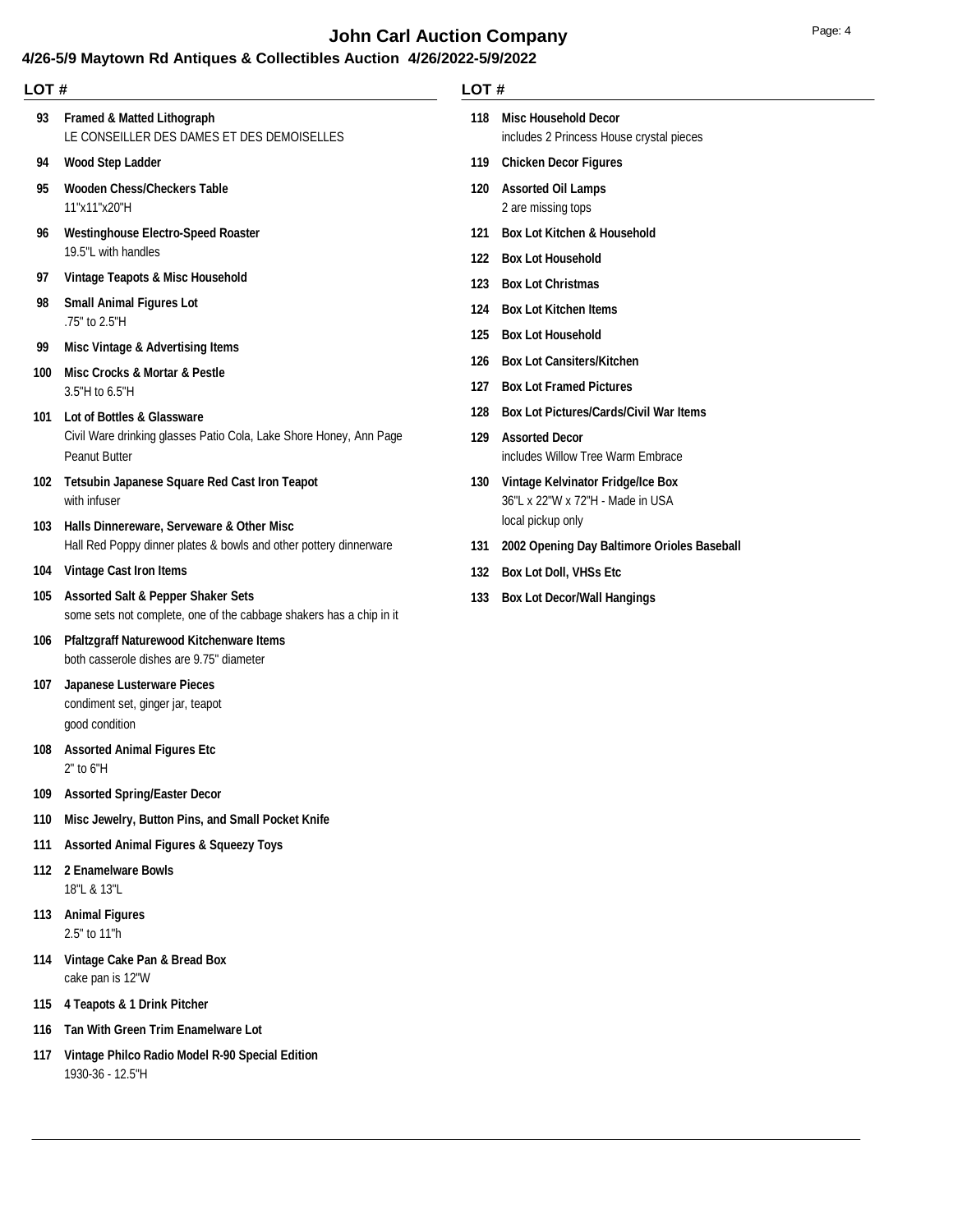# John Carl Auction Company

## 4/26-5/9 Maytown Rd Antiques & Collectibles Auction 4/26/2022-5/9/2022

| LOT # | |
|---|---|
| 93 | **Framed & Matted Lithograph**<br>LE CONSEILLER DES DAMES ET DES DEMOISELLES |
| 94 | **Wood Step Ladder** |
| 95 | **Wooden Chess/Checkers Table**<br>11"x11"x20"H |
| 96 | **Westinghouse Electro-Speed Roaster**<br>19.5"L with handles |
| 97 | **Vintage Teapots & Misc Household** |
| 98 | **Small Animal Figures Lot**<br>.75" to 2.5"H |
| 99 | **Misc Vintage & Advertising Items** |
| 100 | **Misc Crocks & Mortar & Pestle**<br>3.5"H to 6.5"H |
| 101 | **Lot of Bottles & Glassware**<br>Civil Ware drinking glasses Patio Cola, Lake Shore Honey, Ann Page Peanut Butter |
| 102 | **Tetsubin Japanese Square Red Cast Iron Teapot**<br>with infuser |
| 103 | **Halls Dinnereware, Serveware & Other Misc**<br>Hall Red Poppy dinner plates & bowls and other pottery dinnerware |
| 104 | **Vintage Cast Iron Items** |
| 105 | **Assorted Salt & Pepper Shaker Sets**<br>some sets not complete, one of the cabbage shakers has a chip in it |
| 106 | **Pfaltzgraff Naturewood Kitchenware Items**<br>both casserole dishes are 9.75" diameter |
| 107 | **Japanese Lusterware Pieces**<br>condiment set, ginger jar, teapot<br>good condition |
| 108 | **Assorted Animal Figures Etc**<br>2" to 6"H |
| 109 | **Assorted Spring/Easter Decor** |
| 110 | **Misc Jewelry, Button Pins, and Small Pocket Knife** |
| 111 | **Assorted Animal Figures & Squeezy Toys** |
| 112 | **2 Enamelware Bowls**<br>18"L & 13"L |
| 113 | **Animal Figures**<br>2.5" to 11"h |
| 114 | **Vintage Cake Pan & Bread Box**<br>cake pan is 12"W |
| 115 | **4 Teapots & 1 Drink Pitcher** |
| 116 | **Tan With Green Trim Enamelware Lot** |
| 117 | **Vintage Philco Radio Model R-90 Special Edition**<br>1930-36 - 12.5"H |
| 118 | **Misc Household Decor**<br>includes 2 Princess House crystal pieces |
| 119 | **Chicken Decor Figures** |
| 120 | **Assorted Oil Lamps**<br>2 are missing tops |
| 121 | **Box Lot Kitchen & Household** |
| 122 | **Box Lot Household** |
| 123 | **Box Lot Christmas** |
| 124 | **Box Lot Kitchen Items** |
| 125 | **Box Lot Household** |
| 126 | **Box Lot Cansiters/Kitchen** |
| 127 | **Box Lot Framed Pictures** |
| 128 | **Box Lot Pictures/Cards/Civil War Items** |
| 129 | **Assorted Decor**<br>includes Willow Tree Warm Embrace |
| 130 | **Vintage Kelvinator Fridge/Ice Box**<br>36"L x 22"W x 72"H - Made in USA<br>local pickup only |
| 131 | **2002 Opening Day Baltimore Orioles Baseball** |
| 132 | **Box Lot Doll, VHSs Etc** |
| 133 | **Box Lot Decor/Wall Hangings** |